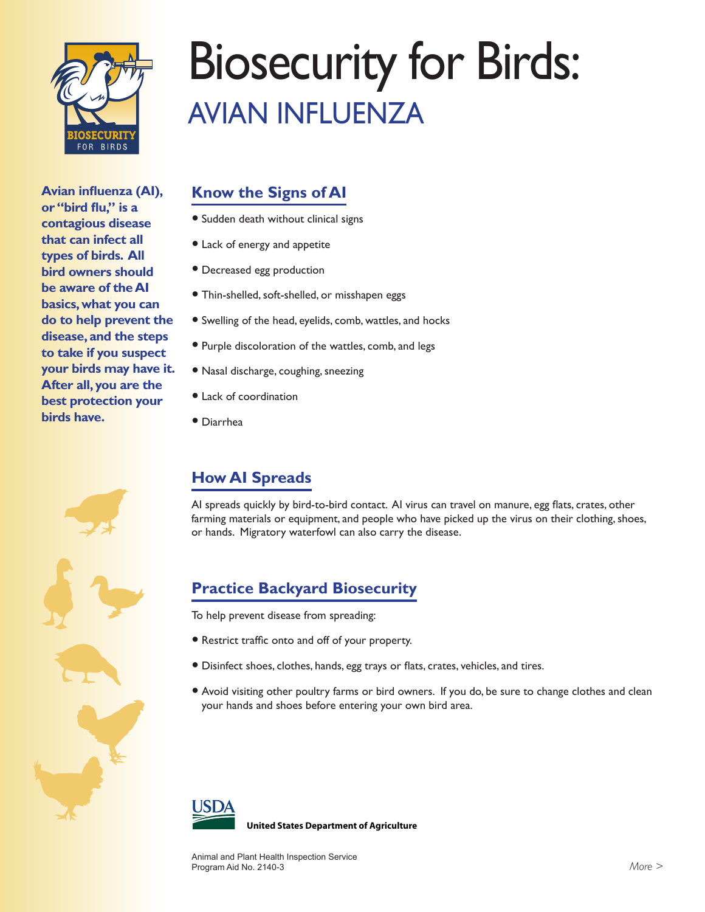# Biosecurity for Birds:

## AVIAN INFLUENZA

**Avian influenza (AI), or "bird flu," is a contagious disease that can infect all types of birds. All bird owners should be aware of the AI basics, what you can do to help prevent the disease, and the steps to take if you suspect your birds may have it. After all, you are the best protection your birds have.**

### Know the Signs of AI

- Sudden death without clinical signs
- Lack of energy and appetite
- Decreased egg production
- Thin-shelled, soft-shelled, or misshapen eggs
- Swelling of the head, eyelids, comb, wattles, and hocks
- Purple discoloration of the wattles, comb, and legs
- Nasal discharge, coughing, sneezing
- Lack of coordination
- Diarrhea

### How AI Spreads

AI spreads quickly by bird-to-bird contact. AI virus can travel on manure, egg flats, crates, other farming materials or equipment, and people who have picked up the virus on their clothing, shoes, or hands. Migratory waterfowl can also carry the disease.

### Practice Backyard Biosecurity

To help prevent disease from spreading:

- Restrict traffic onto and off of your property.
- Disinfect shoes, clothes, hands, egg trays or flats, crates, vehicles, and tires.
- Avoid visiting other poultry farms or bird owners. If you do, be sure to change clothes and clean your hands and shoes before entering your own bird area.

**United States Department of Agriculture**

Animal and Plant Health Inspection Service
Program Aid No. 2140-3

*More >*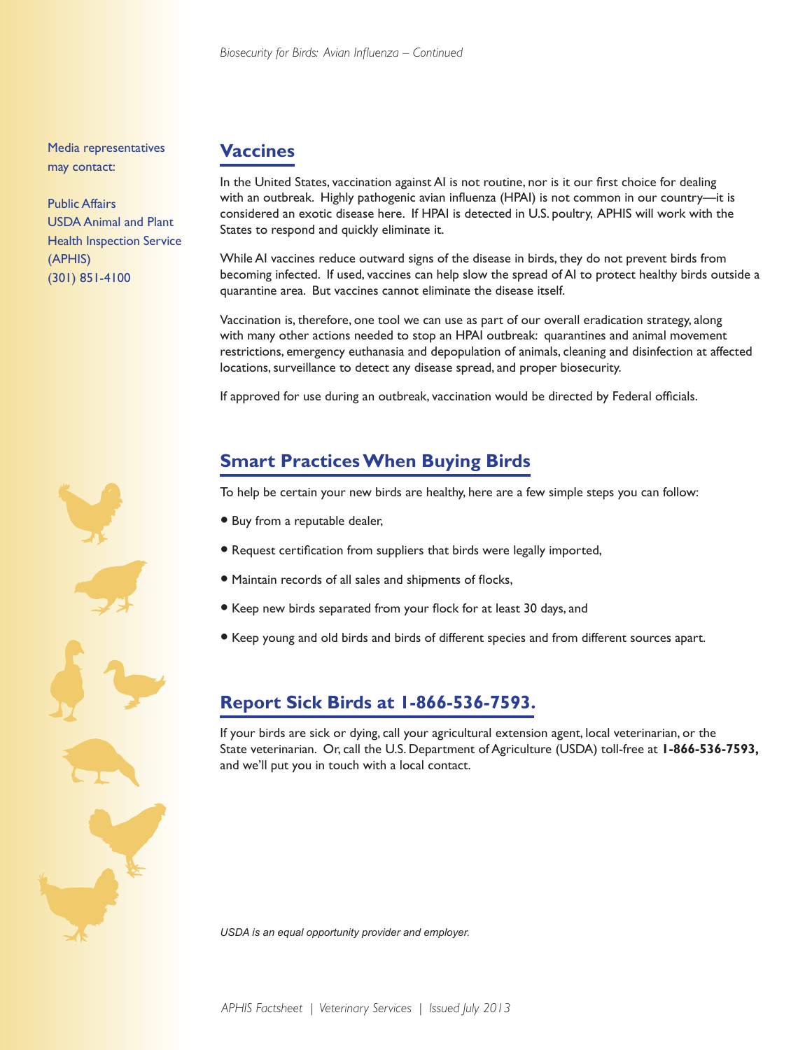Media representatives may contact:

Public Affairs
USDA Animal and Plant Health Inspection Service (APHIS)
(301) 851-4100

## Vaccines

In the United States, vaccination against AI is not routine, nor is it our first choice for dealing with an outbreak. Highly pathogenic avian influenza (HPAI) is not common in our country—it is considered an exotic disease here. If HPAI is detected in U.S. poultry, APHIS will work with the States to respond and quickly eliminate it.

While AI vaccines reduce outward signs of the disease in birds, they do not prevent birds from becoming infected. If used, vaccines can help slow the spread of AI to protect healthy birds outside a quarantine area. But vaccines cannot eliminate the disease itself.

Vaccination is, therefore, one tool we can use as part of our overall eradication strategy, along with many other actions needed to stop an HPAI outbreak: quarantines and animal movement restrictions, emergency euthanasia and depopulation of animals, cleaning and disinfection at affected locations, surveillance to detect any disease spread, and proper biosecurity.

If approved for use during an outbreak, vaccination would be directed by Federal officials.

## Smart Practices When Buying Birds

To help be certain your new birds are healthy, here are a few simple steps you can follow:

- Buy from a reputable dealer,
- Request certification from suppliers that birds were legally imported,
- Maintain records of all sales and shipments of flocks,
- Keep new birds separated from your flock for at least 30 days, and
- Keep young and old birds and birds of different species and from different sources apart.

## Report Sick Birds at 1-866-536-7593.

If your birds are sick or dying, call your agricultural extension agent, local veterinarian, or the State veterinarian. Or, call the U.S. Department of Agriculture (USDA) toll-free at **1-866-536-7593,** and we'll put you in touch with a local contact.

*USDA is an equal opportunity provider and employer.*

*APHIS Factsheet | Veterinary Services | Issued July 2013*